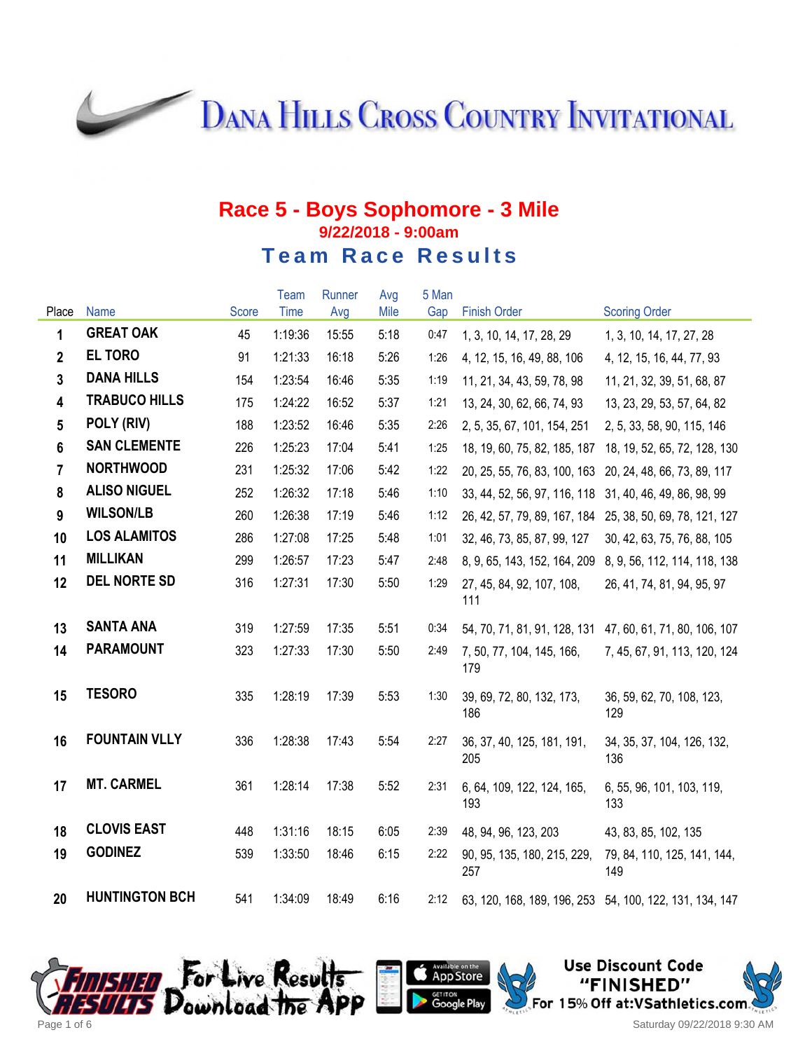# Dana Hills Cross Country Invitational

## Race 5 - Boys Sophomore - 3 Mile

**9/22/2018 - 9:00am**

### Team Race Results

| Place | Name | Score | Team Time | Runner Avg | Avg Mile | 5 Man Gap | Finish Order | Scoring Order |
|---|---|---|---|---|---|---|---|---|
| 1 | GREAT OAK | 45 | 1:19:36 | 15:55 | 5:18 | 0:47 | 1, 3, 10, 14, 17, 28, 29 | 1, 3, 10, 14, 17, 27, 28 |
| 2 | EL TORO | 91 | 1:21:33 | 16:18 | 5:26 | 1:26 | 4, 12, 15, 16, 49, 88, 106 | 4, 12, 15, 16, 44, 77, 93 |
| 3 | DANA HILLS | 154 | 1:23:54 | 16:46 | 5:35 | 1:19 | 11, 21, 34, 43, 59, 78, 98 | 11, 21, 32, 39, 51, 68, 87 |
| 4 | TRABUCO HILLS | 175 | 1:24:22 | 16:52 | 5:37 | 1:21 | 13, 24, 30, 62, 66, 74, 93 | 13, 23, 29, 53, 57, 64, 82 |
| 5 | POLY (RIV) | 188 | 1:23:52 | 16:46 | 5:35 | 2:26 | 2, 5, 35, 67, 101, 154, 251 | 2, 5, 33, 58, 90, 115, 146 |
| 6 | SAN CLEMENTE | 226 | 1:25:23 | 17:04 | 5:41 | 1:25 | 18, 19, 60, 75, 82, 185, 187 | 18, 19, 52, 65, 72, 128, 130 |
| 7 | NORTHWOOD | 231 | 1:25:32 | 17:06 | 5:42 | 1:22 | 20, 25, 55, 76, 83, 100, 163 | 20, 24, 48, 66, 73, 89, 117 |
| 8 | ALISO NIGUEL | 252 | 1:26:32 | 17:18 | 5:46 | 1:10 | 33, 44, 52, 56, 97, 116, 118 | 31, 40, 46, 49, 86, 98, 99 |
| 9 | WILSON/LB | 260 | 1:26:38 | 17:19 | 5:46 | 1:12 | 26, 42, 57, 79, 89, 167, 184 | 25, 38, 50, 69, 78, 121, 127 |
| 10 | LOS ALAMITOS | 286 | 1:27:08 | 17:25 | 5:48 | 1:01 | 32, 46, 73, 85, 87, 99, 127 | 30, 42, 63, 75, 76, 88, 105 |
| 11 | MILLIKAN | 299 | 1:26:57 | 17:23 | 5:47 | 2:48 | 8, 9, 65, 143, 152, 164, 209 | 8, 9, 56, 112, 114, 118, 138 |
| 12 | DEL NORTE SD | 316 | 1:27:31 | 17:30 | 5:50 | 1:29 | 27, 45, 84, 92, 107, 108, 111 | 26, 41, 74, 81, 94, 95, 97 |
| 13 | SANTA ANA | 319 | 1:27:59 | 17:35 | 5:51 | 0:34 | 54, 70, 71, 81, 91, 128, 131 | 47, 60, 61, 71, 80, 106, 107 |
| 14 | PARAMOUNT | 323 | 1:27:33 | 17:30 | 5:50 | 2:49 | 7, 50, 77, 104, 145, 166, 179 | 7, 45, 67, 91, 113, 120, 124 |
| 15 | TESORO | 335 | 1:28:19 | 17:39 | 5:53 | 1:30 | 39, 69, 72, 80, 132, 173, 186 | 36, 59, 62, 70, 108, 123, 129 |
| 16 | FOUNTAIN VLLY | 336 | 1:28:38 | 17:43 | 5:54 | 2:27 | 36, 37, 40, 125, 181, 191, 205 | 34, 35, 37, 104, 126, 132, 136 |
| 17 | MT. CARMEL | 361 | 1:28:14 | 17:38 | 5:52 | 2:31 | 6, 64, 109, 122, 124, 165, 193 | 6, 55, 96, 101, 103, 119, 133 |
| 18 | CLOVIS EAST | 448 | 1:31:16 | 18:15 | 6:05 | 2:39 | 48, 94, 96, 123, 203 | 43, 83, 85, 102, 135 |
| 19 | GODINEZ | 539 | 1:33:50 | 18:46 | 6:15 | 2:22 | 90, 95, 135, 180, 215, 229, 257 | 79, 84, 110, 125, 141, 144, 149 |
| 20 | HUNTINGTON BCH | 541 | 1:34:09 | 18:49 | 6:16 | 2:12 | 63, 120, 168, 189, 196, 253 | 54, 100, 122, 131, 134, 147 |

Finished Results — For Live Results Download the App — Available on the App Store — Get it on Google Play

Use Discount Code "FINISHED" For 15% Off at:VSathletics.com

Saturday 09/22/2018 9:30 AM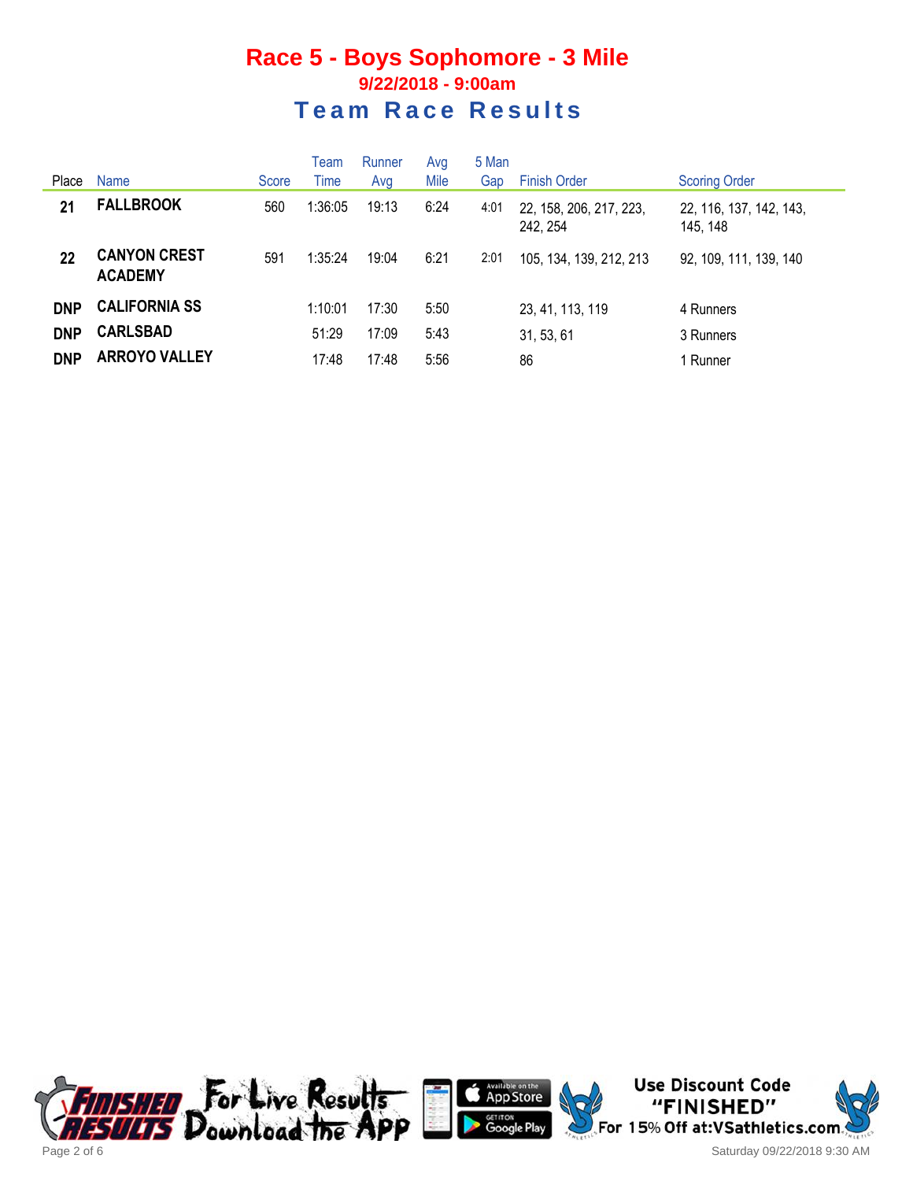# Race 5 - Boys Sophomore - 3 Mile

## 9/22/2018 - 9:00am

## Team Race Results

| Place | Name | Score | Team Time | Runner Avg | Avg Mile | 5 Man Gap | Finish Order | Scoring Order |
|---|---|---|---|---|---|---|---|---|
| 21 | **FALLBROOK** | 560 | 1:36:05 | 19:13 | 6:24 | 4:01 | 22, 158, 206, 217, 223, 242, 254 | 22, 116, 137, 142, 143, 145, 148 |
| 22 | **CANYON CREST ACADEMY** | 591 | 1:35:24 | 19:04 | 6:21 | 2:01 | 105, 134, 139, 212, 213 | 92, 109, 111, 139, 140 |
| DNP | **CALIFORNIA SS** | | 1:10:01 | 17:30 | 5:50 | | 23, 41, 113, 119 | 4 Runners |
| DNP | **CARLSBAD** | | 51:29 | 17:09 | 5:43 | | 31, 53, 61 | 3 Runners |
| DNP | **ARROYO VALLEY** | | 17:48 | 17:48 | 5:56 | | 86 | 1 Runner |

For Live Results Download the APP

Use Discount Code "FINISHED" For 15% Off at:VSathletics.com

Saturday 09/22/2018 9:30 AM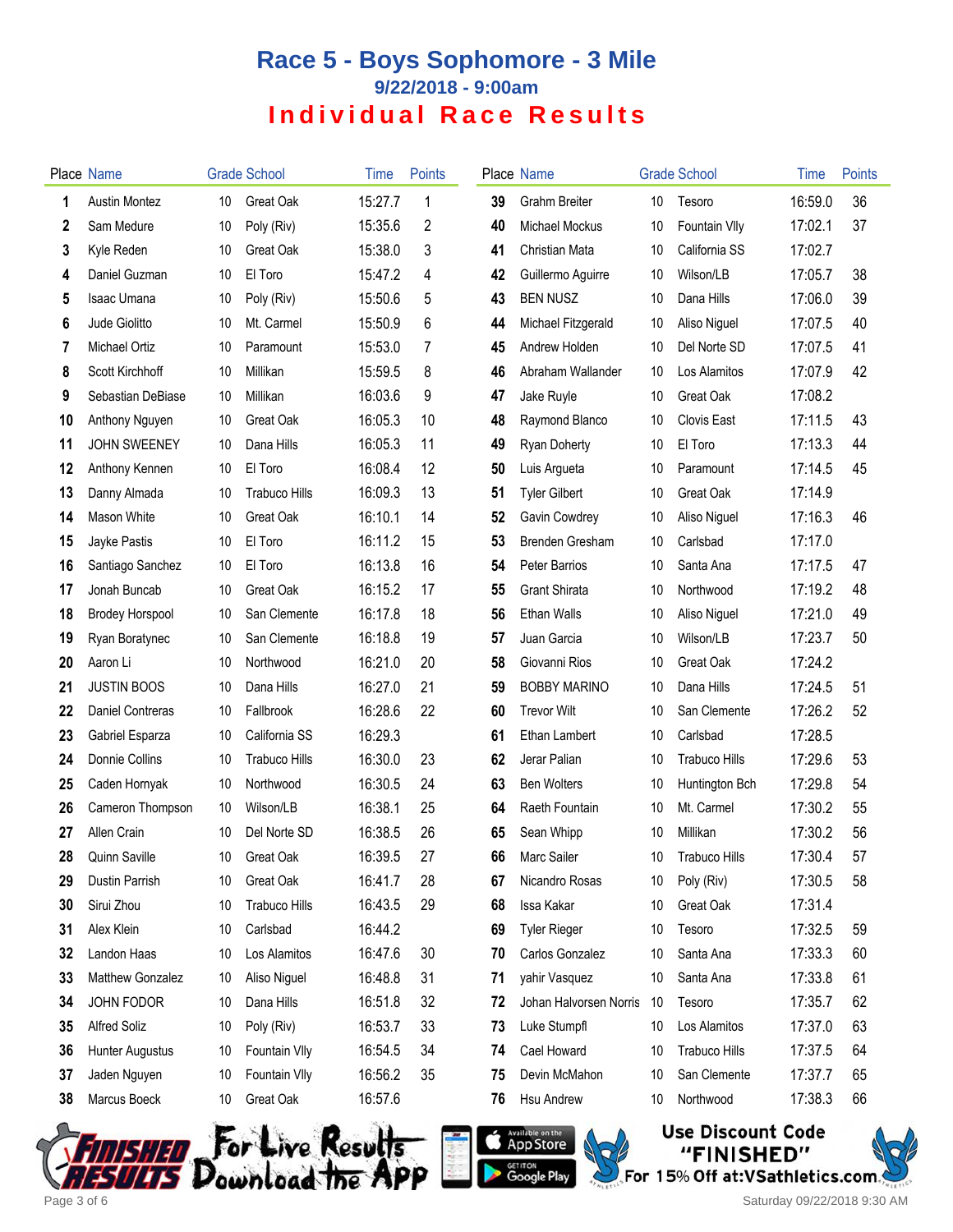# Race 5 - Boys Sophomore - 3 Mile

### 9/22/2018 - 9:00am

## Individual Race Results

| Place | Name | Grade | School | Time | Points |
|---|---|---|---|---|---|
| 1 | Austin Montez | 10 | Great Oak | 15:27.7 | 1 |
| 2 | Sam Medure | 10 | Poly (Riv) | 15:35.6 | 2 |
| 3 | Kyle Reden | 10 | Great Oak | 15:38.0 | 3 |
| 4 | Daniel Guzman | 10 | El Toro | 15:47.2 | 4 |
| 5 | Isaac Umana | 10 | Poly (Riv) | 15:50.6 | 5 |
| 6 | Jude Giolitto | 10 | Mt. Carmel | 15:50.9 | 6 |
| 7 | Michael Ortiz | 10 | Paramount | 15:53.0 | 7 |
| 8 | Scott Kirchhoff | 10 | Millikan | 15:59.5 | 8 |
| 9 | Sebastian DeBiase | 10 | Millikan | 16:03.6 | 9 |
| 10 | Anthony Nguyen | 10 | Great Oak | 16:05.3 | 10 |
| 11 | JOHN SWEENEY | 10 | Dana Hills | 16:05.3 | 11 |
| 12 | Anthony Kennen | 10 | El Toro | 16:08.4 | 12 |
| 13 | Danny Almada | 10 | Trabuco Hills | 16:09.3 | 13 |
| 14 | Mason White | 10 | Great Oak | 16:10.1 | 14 |
| 15 | Jayke Pastis | 10 | El Toro | 16:11.2 | 15 |
| 16 | Santiago Sanchez | 10 | El Toro | 16:13.8 | 16 |
| 17 | Jonah Buncab | 10 | Great Oak | 16:15.2 | 17 |
| 18 | Brodey Horspool | 10 | San Clemente | 16:17.8 | 18 |
| 19 | Ryan Boratynec | 10 | San Clemente | 16:18.8 | 19 |
| 20 | Aaron Li | 10 | Northwood | 16:21.0 | 20 |
| 21 | JUSTIN BOOS | 10 | Dana Hills | 16:27.0 | 21 |
| 22 | Daniel Contreras | 10 | Fallbrook | 16:28.6 | 22 |
| 23 | Gabriel Esparza | 10 | California SS | 16:29.3 | |
| 24 | Donnie Collins | 10 | Trabuco Hills | 16:30.0 | 23 |
| 25 | Caden Hornyak | 10 | Northwood | 16:30.5 | 24 |
| 26 | Cameron Thompson | 10 | Wilson/LB | 16:38.1 | 25 |
| 27 | Allen Crain | 10 | Del Norte SD | 16:38.5 | 26 |
| 28 | Quinn Saville | 10 | Great Oak | 16:39.5 | 27 |
| 29 | Dustin Parrish | 10 | Great Oak | 16:41.7 | 28 |
| 30 | Sirui Zhou | 10 | Trabuco Hills | 16:43.5 | 29 |
| 31 | Alex Klein | 10 | Carlsbad | 16:44.2 | |
| 32 | Landon Haas | 10 | Los Alamitos | 16:47.6 | 30 |
| 33 | Matthew Gonzalez | 10 | Aliso Niguel | 16:48.8 | 31 |
| 34 | JOHN FODOR | 10 | Dana Hills | 16:51.8 | 32 |
| 35 | Alfred Soliz | 10 | Poly (Riv) | 16:53.7 | 33 |
| 36 | Hunter Augustus | 10 | Fountain Vlly | 16:54.5 | 34 |
| 37 | Jaden Nguyen | 10 | Fountain Vlly | 16:56.2 | 35 |
| 38 | Marcus Boeck | 10 | Great Oak | 16:57.6 | |
| 39 | Grahm Breiter | 10 | Tesoro | 16:59.0 | 36 |
| 40 | Michael Mockus | 10 | Fountain Vlly | 17:02.1 | 37 |
| 41 | Christian Mata | 10 | California SS | 17:02.7 | |
| 42 | Guillermo Aguirre | 10 | Wilson/LB | 17:05.7 | 38 |
| 43 | BEN NUSZ | 10 | Dana Hills | 17:06.0 | 39 |
| 44 | Michael Fitzgerald | 10 | Aliso Niguel | 17:07.5 | 40 |
| 45 | Andrew Holden | 10 | Del Norte SD | 17:07.5 | 41 |
| 46 | Abraham Wallander | 10 | Los Alamitos | 17:07.9 | 42 |
| 47 | Jake Ruyle | 10 | Great Oak | 17:08.2 | |
| 48 | Raymond Blanco | 10 | Clovis East | 17:11.5 | 43 |
| 49 | Ryan Doherty | 10 | El Toro | 17:13.3 | 44 |
| 50 | Luis Argueta | 10 | Paramount | 17:14.5 | 45 |
| 51 | Tyler Gilbert | 10 | Great Oak | 17:14.9 | |
| 52 | Gavin Cowdrey | 10 | Aliso Niguel | 17:16.3 | 46 |
| 53 | Brenden Gresham | 10 | Carlsbad | 17:17.0 | |
| 54 | Peter Barrios | 10 | Santa Ana | 17:17.5 | 47 |
| 55 | Grant Shirata | 10 | Northwood | 17:19.2 | 48 |
| 56 | Ethan Walls | 10 | Aliso Niguel | 17:21.0 | 49 |
| 57 | Juan Garcia | 10 | Wilson/LB | 17:23.7 | 50 |
| 58 | Giovanni Rios | 10 | Great Oak | 17:24.2 | |
| 59 | BOBBY MARINO | 10 | Dana Hills | 17:24.5 | 51 |
| 60 | Trevor Wilt | 10 | San Clemente | 17:26.2 | 52 |
| 61 | Ethan Lambert | 10 | Carlsbad | 17:28.5 | |
| 62 | Jerar Palian | 10 | Trabuco Hills | 17:29.6 | 53 |
| 63 | Ben Wolters | 10 | Huntington Bch | 17:29.8 | 54 |
| 64 | Raeth Fountain | 10 | Mt. Carmel | 17:30.2 | 55 |
| 65 | Sean Whipp | 10 | Millikan | 17:30.2 | 56 |
| 66 | Marc Sailer | 10 | Trabuco Hills | 17:30.4 | 57 |
| 67 | Nicandro Rosas | 10 | Poly (Riv) | 17:30.5 | 58 |
| 68 | Issa Kakar | 10 | Great Oak | 17:31.4 | |
| 69 | Tyler Rieger | 10 | Tesoro | 17:32.5 | 59 |
| 70 | Carlos Gonzalez | 10 | Santa Ana | 17:33.3 | 60 |
| 71 | yahir Vasquez | 10 | Santa Ana | 17:33.8 | 61 |
| 72 | Johan Halvorsen Norris | 10 | Tesoro | 17:35.7 | 62 |
| 73 | Luke Stumpfl | 10 | Los Alamitos | 17:37.0 | 63 |
| 74 | Cael Howard | 10 | Trabuco Hills | 17:37.5 | 64 |
| 75 | Devin McMahon | 10 | San Clemente | 17:37.7 | 65 |
| 76 | Hsu Andrew | 10 | Northwood | 17:38.3 | 66 |

Finished Results — For Live Results Download the App — Available on the App Store — Get it on Google Play

Use Discount Code "FINISHED" For 15% Off at:VSathletics.com

Saturday 09/22/2018 9:30 AM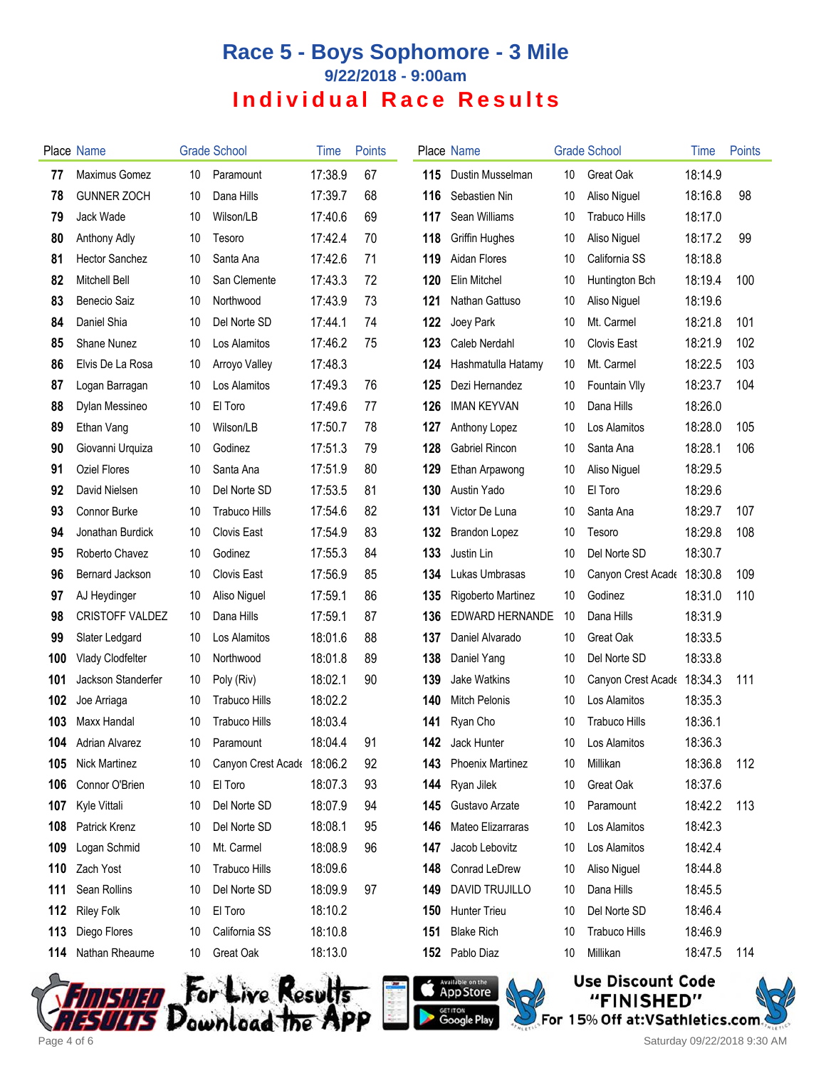# Race 5 - Boys Sophomore - 3 Mile

## 9/22/2018 - 9:00am

## Individual Race Results

| Place | Name | Grade | School | Time | Points |
|---|---|---|---|---|---|
| 77 | Maximus Gomez | 10 | Paramount | 17:38.9 | 67 |
| 78 | GUNNER ZOCH | 10 | Dana Hills | 17:39.7 | 68 |
| 79 | Jack Wade | 10 | Wilson/LB | 17:40.6 | 69 |
| 80 | Anthony Adly | 10 | Tesoro | 17:42.4 | 70 |
| 81 | Hector Sanchez | 10 | Santa Ana | 17:42.6 | 71 |
| 82 | Mitchell Bell | 10 | San Clemente | 17:43.3 | 72 |
| 83 | Benecio Saiz | 10 | Northwood | 17:43.9 | 73 |
| 84 | Daniel Shia | 10 | Del Norte SD | 17:44.1 | 74 |
| 85 | Shane Nunez | 10 | Los Alamitos | 17:46.2 | 75 |
| 86 | Elvis De La Rosa | 10 | Arroyo Valley | 17:48.3 | |
| 87 | Logan Barragan | 10 | Los Alamitos | 17:49.3 | 76 |
| 88 | Dylan Messineo | 10 | El Toro | 17:49.6 | 77 |
| 89 | Ethan Vang | 10 | Wilson/LB | 17:50.7 | 78 |
| 90 | Giovanni Urquiza | 10 | Godinez | 17:51.3 | 79 |
| 91 | Oziel Flores | 10 | Santa Ana | 17:51.9 | 80 |
| 92 | David Nielsen | 10 | Del Norte SD | 17:53.5 | 81 |
| 93 | Connor Burke | 10 | Trabuco Hills | 17:54.6 | 82 |
| 94 | Jonathan Burdick | 10 | Clovis East | 17:54.9 | 83 |
| 95 | Roberto Chavez | 10 | Godinez | 17:55.3 | 84 |
| 96 | Bernard Jackson | 10 | Clovis East | 17:56.9 | 85 |
| 97 | AJ Heydinger | 10 | Aliso Niguel | 17:59.1 | 86 |
| 98 | CRISTOFF VALDEZ | 10 | Dana Hills | 17:59.1 | 87 |
| 99 | Slater Ledgard | 10 | Los Alamitos | 18:01.6 | 88 |
| 100 | Vlady Clodfelter | 10 | Northwood | 18:01.8 | 89 |
| 101 | Jackson Standerfer | 10 | Poly (Riv) | 18:02.1 | 90 |
| 102 | Joe Arriaga | 10 | Trabuco Hills | 18:02.2 | |
| 103 | Maxx Handal | 10 | Trabuco Hills | 18:03.4 | |
| 104 | Adrian Alvarez | 10 | Paramount | 18:04.4 | 91 |
| 105 | Nick Martinez | 10 | Canyon Crest Acade | 18:06.2 | 92 |
| 106 | Connor O'Brien | 10 | El Toro | 18:07.3 | 93 |
| 107 | Kyle Vittali | 10 | Del Norte SD | 18:07.9 | 94 |
| 108 | Patrick Krenz | 10 | Del Norte SD | 18:08.1 | 95 |
| 109 | Logan Schmid | 10 | Mt. Carmel | 18:08.9 | 96 |
| 110 | Zach Yost | 10 | Trabuco Hills | 18:09.6 | |
| 111 | Sean Rollins | 10 | Del Norte SD | 18:09.9 | 97 |
| 112 | Riley Folk | 10 | El Toro | 18:10.2 | |
| 113 | Diego Flores | 10 | California SS | 18:10.8 | |
| 114 | Nathan Rheaume | 10 | Great Oak | 18:13.0 | |
| 115 | Dustin Musselman | 10 | Great Oak | 18:14.9 | |
| 116 | Sebastien Nin | 10 | Aliso Niguel | 18:16.8 | 98 |
| 117 | Sean Williams | 10 | Trabuco Hills | 18:17.0 | |
| 118 | Griffin Hughes | 10 | Aliso Niguel | 18:17.2 | 99 |
| 119 | Aidan Flores | 10 | California SS | 18:18.8 | |
| 120 | Elin Mitchel | 10 | Huntington Bch | 18:19.4 | 100 |
| 121 | Nathan Gattuso | 10 | Aliso Niguel | 18:19.6 | |
| 122 | Joey Park | 10 | Mt. Carmel | 18:21.8 | 101 |
| 123 | Caleb Nerdahl | 10 | Clovis East | 18:21.9 | 102 |
| 124 | Hashmatulla Hatamy | 10 | Mt. Carmel | 18:22.5 | 103 |
| 125 | Dezi Hernandez | 10 | Fountain Vlly | 18:23.7 | 104 |
| 126 | IMAN KEYVAN | 10 | Dana Hills | 18:26.0 | |
| 127 | Anthony Lopez | 10 | Los Alamitos | 18:28.0 | 105 |
| 128 | Gabriel Rincon | 10 | Santa Ana | 18:28.1 | 106 |
| 129 | Ethan Arpawong | 10 | Aliso Niguel | 18:29.5 | |
| 130 | Austin Yado | 10 | El Toro | 18:29.6 | |
| 131 | Victor De Luna | 10 | Santa Ana | 18:29.7 | 107 |
| 132 | Brandon Lopez | 10 | Tesoro | 18:29.8 | 108 |
| 133 | Justin Lin | 10 | Del Norte SD | 18:30.7 | |
| 134 | Lukas Umbrasas | 10 | Canyon Crest Acade | 18:30.8 | 109 |
| 135 | Rigoberto Martinez | 10 | Godinez | 18:31.0 | 110 |
| 136 | EDWARD HERNANDE | 10 | Dana Hills | 18:31.9 | |
| 137 | Daniel Alvarado | 10 | Great Oak | 18:33.5 | |
| 138 | Daniel Yang | 10 | Del Norte SD | 18:33.8 | |
| 139 | Jake Watkins | 10 | Canyon Crest Acade | 18:34.3 | 111 |
| 140 | Mitch Pelonis | 10 | Los Alamitos | 18:35.3 | |
| 141 | Ryan Cho | 10 | Trabuco Hills | 18:36.1 | |
| 142 | Jack Hunter | 10 | Los Alamitos | 18:36.3 | |
| 143 | Phoenix Martinez | 10 | Millikan | 18:36.8 | 112 |
| 144 | Ryan Jilek | 10 | Great Oak | 18:37.6 | |
| 145 | Gustavo Arzate | 10 | Paramount | 18:42.2 | 113 |
| 146 | Mateo Elizarraras | 10 | Los Alamitos | 18:42.3 | |
| 147 | Jacob Lebovitz | 10 | Los Alamitos | 18:42.4 | |
| 148 | Conrad LeDrew | 10 | Aliso Niguel | 18:44.8 | |
| 149 | DAVID TRUJILLO | 10 | Dana Hills | 18:45.5 | |
| 150 | Hunter Trieu | 10 | Del Norte SD | 18:46.4 | |
| 151 | Blake Rich | 10 | Trabuco Hills | 18:46.9 | |
| 152 | Pablo Diaz | 10 | Millikan | 18:47.5 | 114 |

For Live Results Download the App

Use Discount Code "FINISHED" For 15% Off at:VSathletics.com

Saturday 09/22/2018 9:30 AM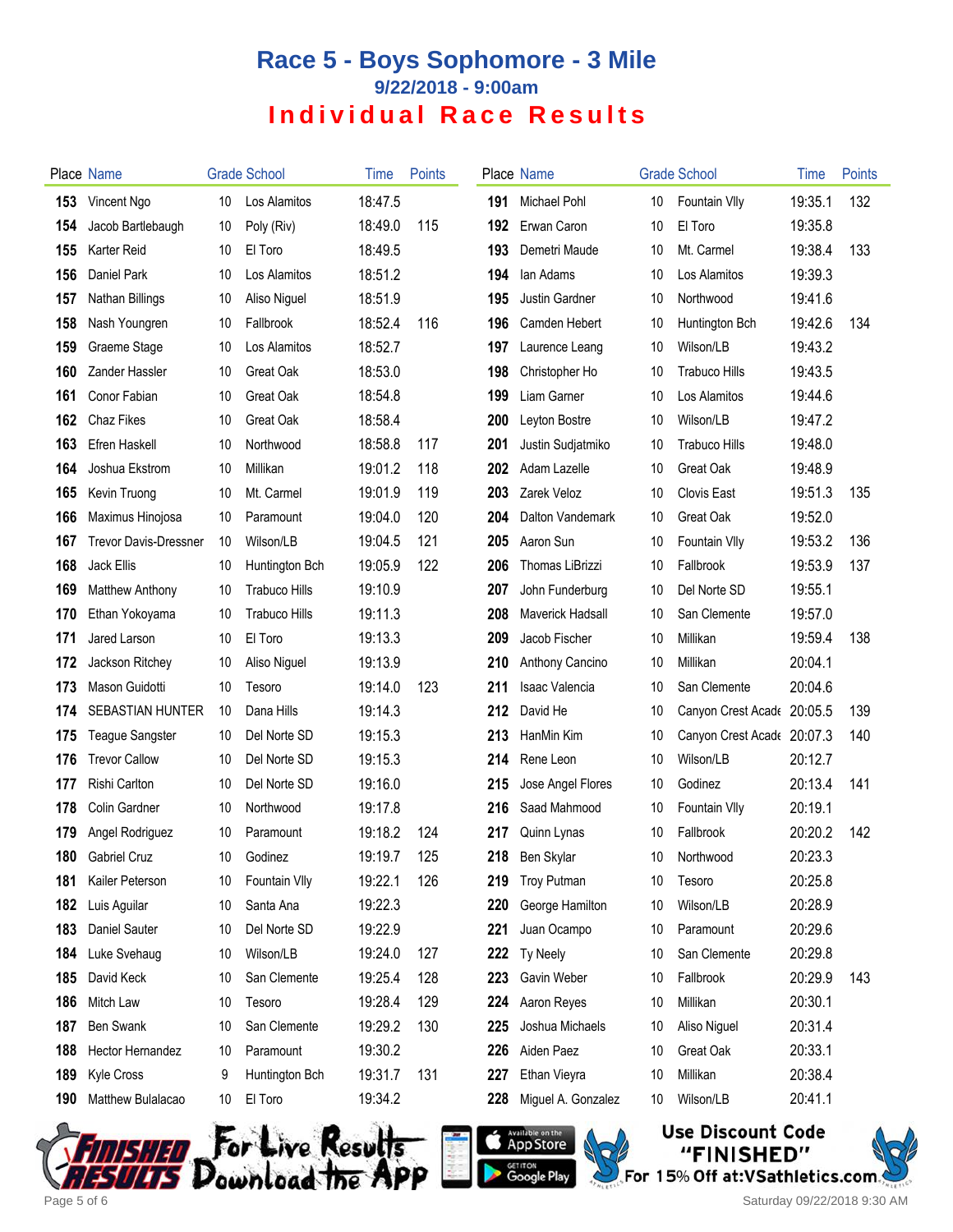# Race 5 - Boys Sophomore - 3 Mile

## 9/22/2018 - 9:00am

## Individual Race Results

| Place | Name | Grade | School | Time | Points |
|---|---|---|---|---|---|
| 153 | Vincent Ngo | 10 | Los Alamitos | 18:47.5 | |
| 154 | Jacob Bartlebaugh | 10 | Poly (Riv) | 18:49.0 | 115 |
| 155 | Karter Reid | 10 | El Toro | 18:49.5 | |
| 156 | Daniel Park | 10 | Los Alamitos | 18:51.2 | |
| 157 | Nathan Billings | 10 | Aliso Niguel | 18:51.9 | |
| 158 | Nash Youngren | 10 | Fallbrook | 18:52.4 | 116 |
| 159 | Graeme Stage | 10 | Los Alamitos | 18:52.7 | |
| 160 | Zander Hassler | 10 | Great Oak | 18:53.0 | |
| 161 | Conor Fabian | 10 | Great Oak | 18:54.8 | |
| 162 | Chaz Fikes | 10 | Great Oak | 18:58.4 | |
| 163 | Efren Haskell | 10 | Northwood | 18:58.8 | 117 |
| 164 | Joshua Ekstrom | 10 | Millikan | 19:01.2 | 118 |
| 165 | Kevin Truong | 10 | Mt. Carmel | 19:01.9 | 119 |
| 166 | Maximus Hinojosa | 10 | Paramount | 19:04.0 | 120 |
| 167 | Trevor Davis-Dressner | 10 | Wilson/LB | 19:04.5 | 121 |
| 168 | Jack Ellis | 10 | Huntington Bch | 19:05.9 | 122 |
| 169 | Matthew Anthony | 10 | Trabuco Hills | 19:10.9 | |
| 170 | Ethan Yokoyama | 10 | Trabuco Hills | 19:11.3 | |
| 171 | Jared Larson | 10 | El Toro | 19:13.3 | |
| 172 | Jackson Ritchey | 10 | Aliso Niguel | 19:13.9 | |
| 173 | Mason Guidotti | 10 | Tesoro | 19:14.0 | 123 |
| 174 | SEBASTIAN HUNTER | 10 | Dana Hills | 19:14.3 | |
| 175 | Teague Sangster | 10 | Del Norte SD | 19:15.3 | |
| 176 | Trevor Callow | 10 | Del Norte SD | 19:15.3 | |
| 177 | Rishi Carlton | 10 | Del Norte SD | 19:16.0 | |
| 178 | Colin Gardner | 10 | Northwood | 19:17.8 | |
| 179 | Angel Rodriguez | 10 | Paramount | 19:18.2 | 124 |
| 180 | Gabriel Cruz | 10 | Godinez | 19:19.7 | 125 |
| 181 | Kailer Peterson | 10 | Fountain Vlly | 19:22.1 | 126 |
| 182 | Luis Aguilar | 10 | Santa Ana | 19:22.3 | |
| 183 | Daniel Sauter | 10 | Del Norte SD | 19:22.9 | |
| 184 | Luke Svehaug | 10 | Wilson/LB | 19:24.0 | 127 |
| 185 | David Keck | 10 | San Clemente | 19:25.4 | 128 |
| 186 | Mitch Law | 10 | Tesoro | 19:28.4 | 129 |
| 187 | Ben Swank | 10 | San Clemente | 19:29.2 | 130 |
| 188 | Hector Hernandez | 10 | Paramount | 19:30.2 | |
| 189 | Kyle Cross | 9 | Huntington Bch | 19:31.7 | 131 |
| 190 | Matthew Bulalacao | 10 | El Toro | 19:34.2 | |
| 191 | Michael Pohl | 10 | Fountain Vlly | 19:35.1 | 132 |
| 192 | Erwan Caron | 10 | El Toro | 19:35.8 | |
| 193 | Demetri Maude | 10 | Mt. Carmel | 19:38.4 | 133 |
| 194 | Ian Adams | 10 | Los Alamitos | 19:39.3 | |
| 195 | Justin Gardner | 10 | Northwood | 19:41.6 | |
| 196 | Camden Hebert | 10 | Huntington Bch | 19:42.6 | 134 |
| 197 | Laurence Leang | 10 | Wilson/LB | 19:43.2 | |
| 198 | Christopher Ho | 10 | Trabuco Hills | 19:43.5 | |
| 199 | Liam Garner | 10 | Los Alamitos | 19:44.6 | |
| 200 | Leyton Bostre | 10 | Wilson/LB | 19:47.2 | |
| 201 | Justin Sudjatmiko | 10 | Trabuco Hills | 19:48.0 | |
| 202 | Adam Lazelle | 10 | Great Oak | 19:48.9 | |
| 203 | Zarek Veloz | 10 | Clovis East | 19:51.3 | 135 |
| 204 | Dalton Vandemark | 10 | Great Oak | 19:52.0 | |
| 205 | Aaron Sun | 10 | Fountain Vlly | 19:53.2 | 136 |
| 206 | Thomas LiBrizzi | 10 | Fallbrook | 19:53.9 | 137 |
| 207 | John Funderburg | 10 | Del Norte SD | 19:55.1 | |
| 208 | Maverick Hadsall | 10 | San Clemente | 19:57.0 | |
| 209 | Jacob Fischer | 10 | Millikan | 19:59.4 | 138 |
| 210 | Anthony Cancino | 10 | Millikan | 20:04.1 | |
| 211 | Isaac Valencia | 10 | San Clemente | 20:04.6 | |
| 212 | David He | 10 | Canyon Crest Acade | 20:05.5 | 139 |
| 213 | HanMin Kim | 10 | Canyon Crest Acade | 20:07.3 | 140 |
| 214 | Rene Leon | 10 | Wilson/LB | 20:12.7 | |
| 215 | Jose Angel Flores | 10 | Godinez | 20:13.4 | 141 |
| 216 | Saad Mahmood | 10 | Fountain Vlly | 20:19.1 | |
| 217 | Quinn Lynas | 10 | Fallbrook | 20:20.2 | 142 |
| 218 | Ben Skylar | 10 | Northwood | 20:23.3 | |
| 219 | Troy Putman | 10 | Tesoro | 20:25.8 | |
| 220 | George Hamilton | 10 | Wilson/LB | 20:28.9 | |
| 221 | Juan Ocampo | 10 | Paramount | 20:29.6 | |
| 222 | Ty Neely | 10 | San Clemente | 20:29.8 | |
| 223 | Gavin Weber | 10 | Fallbrook | 20:29.9 | 143 |
| 224 | Aaron Reyes | 10 | Millikan | 20:30.1 | |
| 225 | Joshua Michaels | 10 | Aliso Niguel | 20:31.4 | |
| 226 | Aiden Paez | 10 | Great Oak | 20:33.1 | |
| 227 | Ethan Vieyra | 10 | Millikan | 20:38.4 | |
| 228 | Miguel A. Gonzalez | 10 | Wilson/LB | 20:41.1 | |

Finished Results — For Live Results Download the App

Use Discount Code "FINISHED" For 15% Off at:VSathletics.com

Saturday 09/22/2018 9:30 AM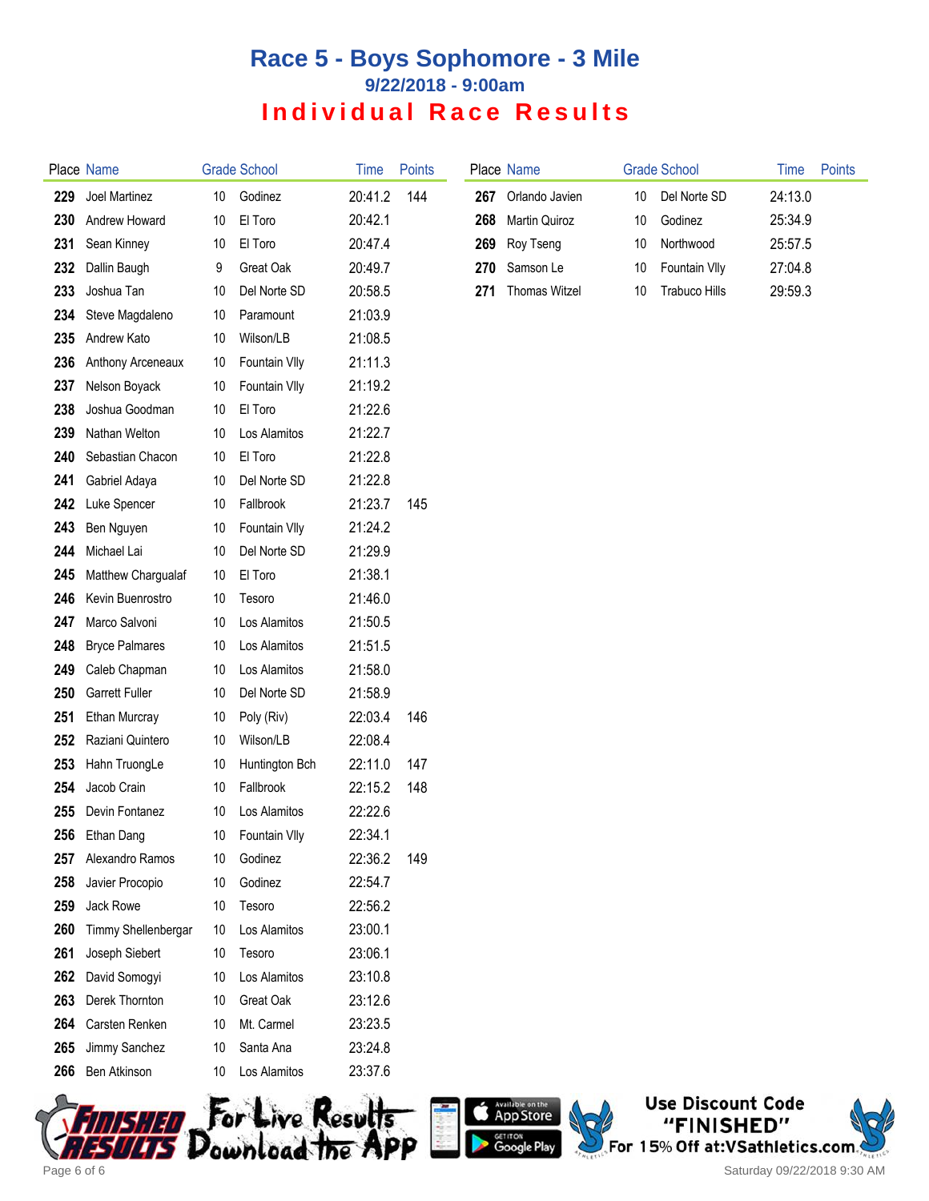# Race 5 - Boys Sophomore - 3 Mile

## 9/22/2018 - 9:00am

## Individual Race Results

| Place | Name | Grade | School | Time | Points |
|---|---|---|---|---|---|
| 229 | Joel Martinez | 10 | Godinez | 20:41.2 | 144 |
| 230 | Andrew Howard | 10 | El Toro | 20:42.1 | |
| 231 | Sean Kinney | 10 | El Toro | 20:47.4 | |
| 232 | Dallin Baugh | 9 | Great Oak | 20:49.7 | |
| 233 | Joshua Tan | 10 | Del Norte SD | 20:58.5 | |
| 234 | Steve Magdaleno | 10 | Paramount | 21:03.9 | |
| 235 | Andrew Kato | 10 | Wilson/LB | 21:08.5 | |
| 236 | Anthony Arceneaux | 10 | Fountain Vlly | 21:11.3 | |
| 237 | Nelson Boyack | 10 | Fountain Vlly | 21:19.2 | |
| 238 | Joshua Goodman | 10 | El Toro | 21:22.6 | |
| 239 | Nathan Welton | 10 | Los Alamitos | 21:22.7 | |
| 240 | Sebastian Chacon | 10 | El Toro | 21:22.8 | |
| 241 | Gabriel Adaya | 10 | Del Norte SD | 21:22.8 | |
| 242 | Luke Spencer | 10 | Fallbrook | 21:23.7 | 145 |
| 243 | Ben Nguyen | 10 | Fountain Vlly | 21:24.2 | |
| 244 | Michael Lai | 10 | Del Norte SD | 21:29.9 | |
| 245 | Matthew Chargualaf | 10 | El Toro | 21:38.1 | |
| 246 | Kevin Buenrostro | 10 | Tesoro | 21:46.0 | |
| 247 | Marco Salvoni | 10 | Los Alamitos | 21:50.5 | |
| 248 | Bryce Palmares | 10 | Los Alamitos | 21:51.5 | |
| 249 | Caleb Chapman | 10 | Los Alamitos | 21:58.0 | |
| 250 | Garrett Fuller | 10 | Del Norte SD | 21:58.9 | |
| 251 | Ethan Murcray | 10 | Poly (Riv) | 22:03.4 | 146 |
| 252 | Raziani Quintero | 10 | Wilson/LB | 22:08.4 | |
| 253 | Hahn TruongLe | 10 | Huntington Bch | 22:11.0 | 147 |
| 254 | Jacob Crain | 10 | Fallbrook | 22:15.2 | 148 |
| 255 | Devin Fontanez | 10 | Los Alamitos | 22:22.6 | |
| 256 | Ethan Dang | 10 | Fountain Vlly | 22:34.1 | |
| 257 | Alexandro Ramos | 10 | Godinez | 22:36.2 | 149 |
| 258 | Javier Procopio | 10 | Godinez | 22:54.7 | |
| 259 | Jack Rowe | 10 | Tesoro | 22:56.2 | |
| 260 | Timmy Shellenbergar | 10 | Los Alamitos | 23:00.1 | |
| 261 | Joseph Siebert | 10 | Tesoro | 23:06.1 | |
| 262 | David Somogyi | 10 | Los Alamitos | 23:10.8 | |
| 263 | Derek Thornton | 10 | Great Oak | 23:12.6 | |
| 264 | Carsten Renken | 10 | Mt. Carmel | 23:23.5 | |
| 265 | Jimmy Sanchez | 10 | Santa Ana | 23:24.8 | |
| 266 | Ben Atkinson | 10 | Los Alamitos | 23:37.6 | |
| 267 | Orlando Javien | 10 | Del Norte SD | 24:13.0 | |
| 268 | Martin Quiroz | 10 | Godinez | 25:34.9 | |
| 269 | Roy Tseng | 10 | Northwood | 25:57.5 | |
| 270 | Samson Le | 10 | Fountain Vlly | 27:04.8 | |
| 271 | Thomas Witzel | 10 | Trabuco Hills | 29:59.3 | |

Finished Results — For Live Results Download the App

Use Discount Code "FINISHED" For 15% Off at: VSathletics.com

Saturday 09/22/2018 9:30 AM